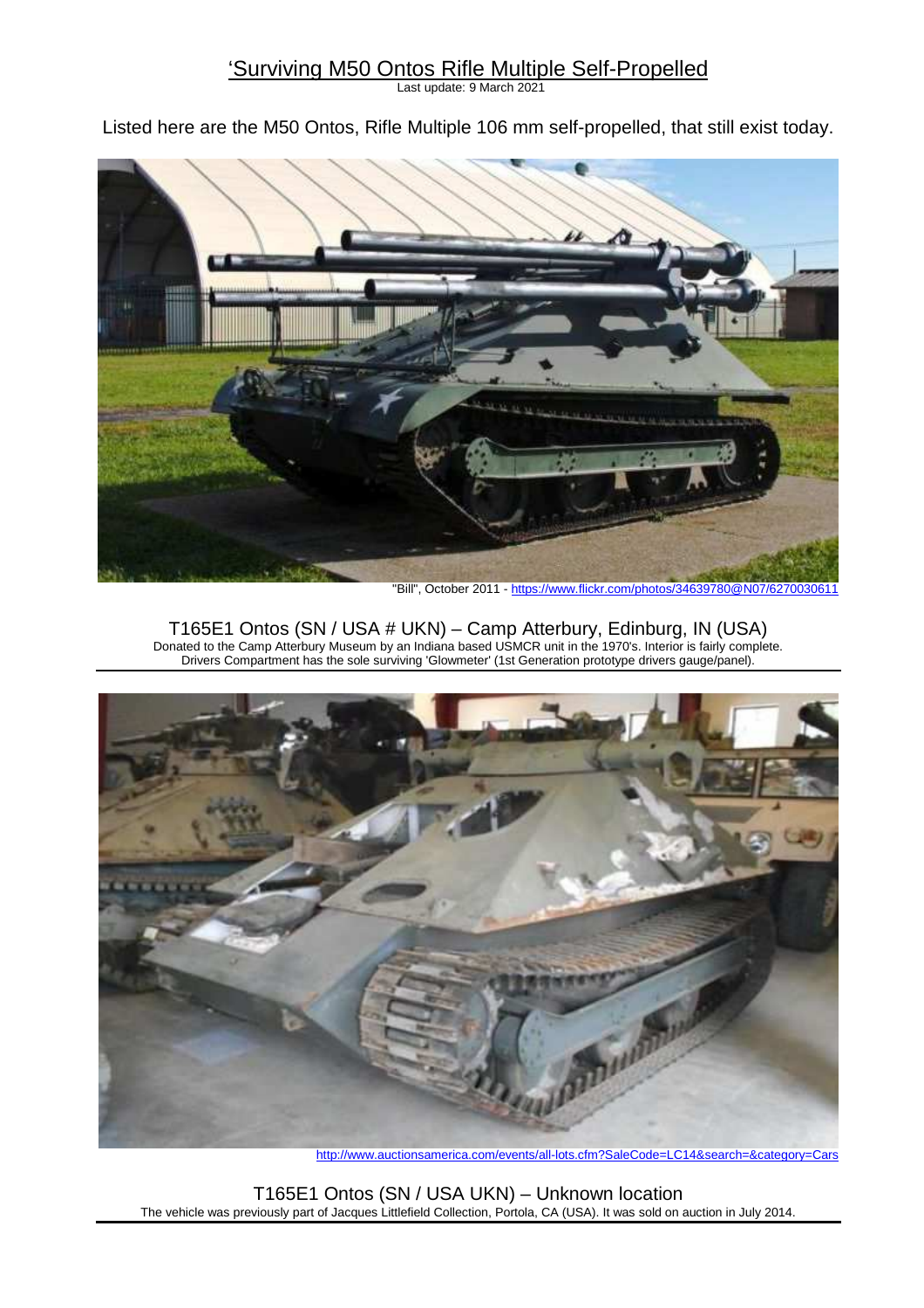# 'Surviving M50 Ontos Rifle Multiple Self-Propelled

Last update: 9 March 2021

Listed here are the M50 Ontos, Rifle Multiple 106 mm self-propelled, that still exist today.

"Bill", October 2011 - https://www.flickr.com/photos/34639780@N07/6270030611

## T165E1 Ontos (SN / USA # UKN) – Camp Atterbury, Edinburg, IN (USA)

Donated to the Camp Atterbury Museum by an Indiana based USMCR unit in the 1970's. Interior is fairly complete. Drivers Compartment has the sole surviving 'Glowmeter' (1st Generation prototype drivers gauge/panel).

http://www.auctionsamerica.com/events/all-lots.cfm?SaleCode=LC14&search=&category=Cars

## T165E1 Ontos (SN / USA UKN) – Unknown location

The vehicle was previously part of Jacques Littlefield Collection, Portola, CA (USA). It was sold on auction in July 2014.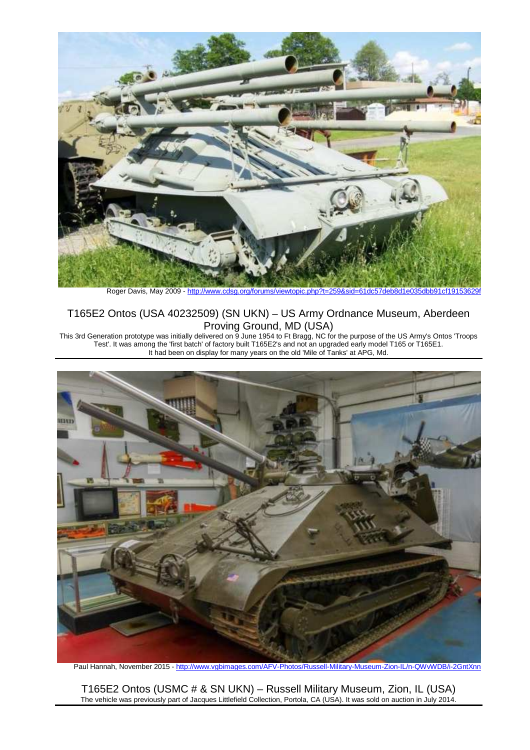Roger Davis, May 2009 - http://www.cdsg.org/forums/viewtopic.php?t=259&sid=61dc57deb8d1e035dbb91cf19153629f

## T165E2 Ontos (USA 40232509) (SN UKN) – US Army Ordnance Museum, Aberdeen Proving Ground, MD (USA)

This 3rd Generation prototype was initially delivered on 9 June 1954 to Ft Bragg, NC for the purpose of the US Army's Ontos 'Troops Test'. It was among the 'first batch' of factory built T165E2's and not an upgraded early model T165 or T165E1.
It had been on display for many years on the old 'Mile of Tanks' at APG, Md.

Paul Hannah, November 2015 - http://www.vgbimages.com/AFV-Photos/Russell-Military-Museum-Zion-IL/n-QWvWDB/i-2GntXnn

## T165E2 Ontos (USMC # & SN UKN) – Russell Military Museum, Zion, IL (USA)

The vehicle was previously part of Jacques Littlefield Collection, Portola, CA (USA). It was sold on auction in July 2014.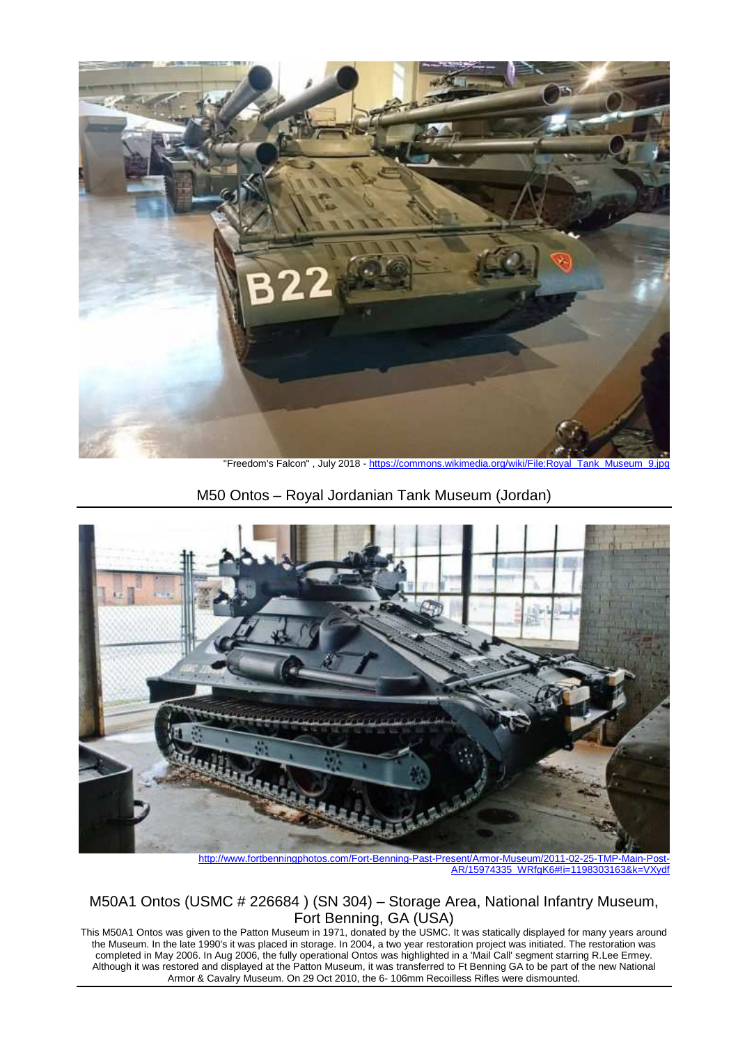"Freedom's Falcon" , July 2018 - https://commons.wikimedia.org/wiki/File:Royal_Tank_Museum_9.jpg

## M50 Ontos – Royal Jordanian Tank Museum (Jordan)

http://www.fortbenningphotos.com/Fort-Benning-Past-Present/Armor-Museum/2011-02-25-TMP-Main-Post-AR/15974335_WRfgK6#!i=1198303163&k=VXydf

## M50A1 Ontos (USMC # 226684 ) (SN 304) – Storage Area, National Infantry Museum, Fort Benning, GA (USA)

This M50A1 Ontos was given to the Patton Museum in 1971, donated by the USMC. It was statically displayed for many years around the Museum. In the late 1990's it was placed in storage. In 2004, a two year restoration project was initiated. The restoration was completed in May 2006. In Aug 2006, the fully operational Ontos was highlighted in a 'Mail Call' segment starring R.Lee Ermey. Although it was restored and displayed at the Patton Museum, it was transferred to Ft Benning GA to be part of the new National Armor & Cavalry Museum. On 29 Oct 2010, the 6- 106mm Recoilless Rifles were dismounted.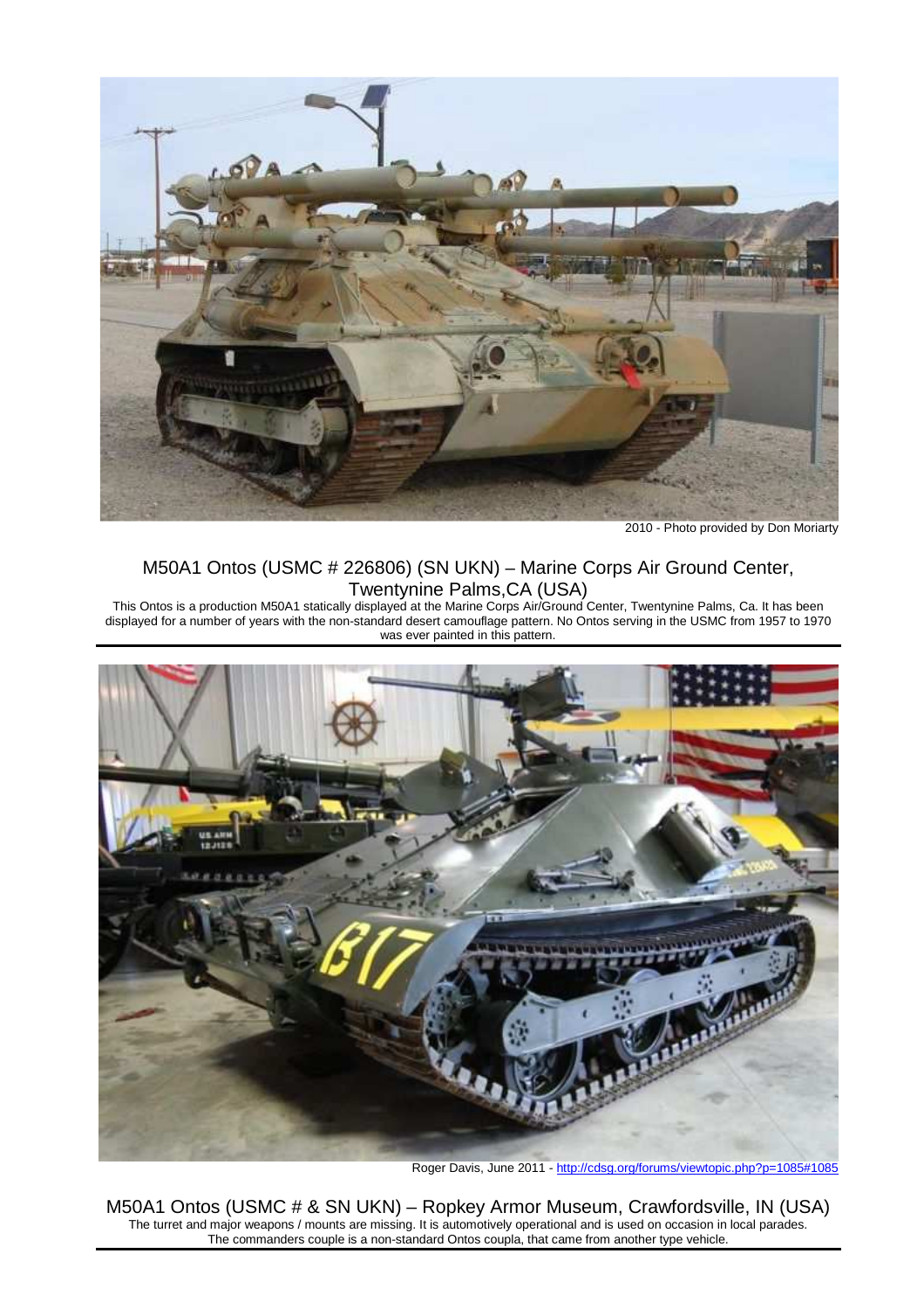2010 - Photo provided by Don Moriarty

## M50A1 Ontos (USMC # 226806) (SN UKN) – Marine Corps Air Ground Center, Twentynine Palms,CA (USA)

This Ontos is a production M50A1 statically displayed at the Marine Corps Air/Ground Center, Twentynine Palms, Ca. It has been displayed for a number of years with the non-standard desert camouflage pattern. No Ontos serving in the USMC from 1957 to 1970 was ever painted in this pattern.

Roger Davis, June 2011 - http://cdsg.org/forums/viewtopic.php?p=1085#1085

## M50A1 Ontos (USMC # & SN UKN) – Ropkey Armor Museum, Crawfordsville, IN (USA)

The turret and major weapons / mounts are missing. It is automotively operational and is used on occasion in local parades. The commanders couple is a non-standard Ontos coupla, that came from another type vehicle.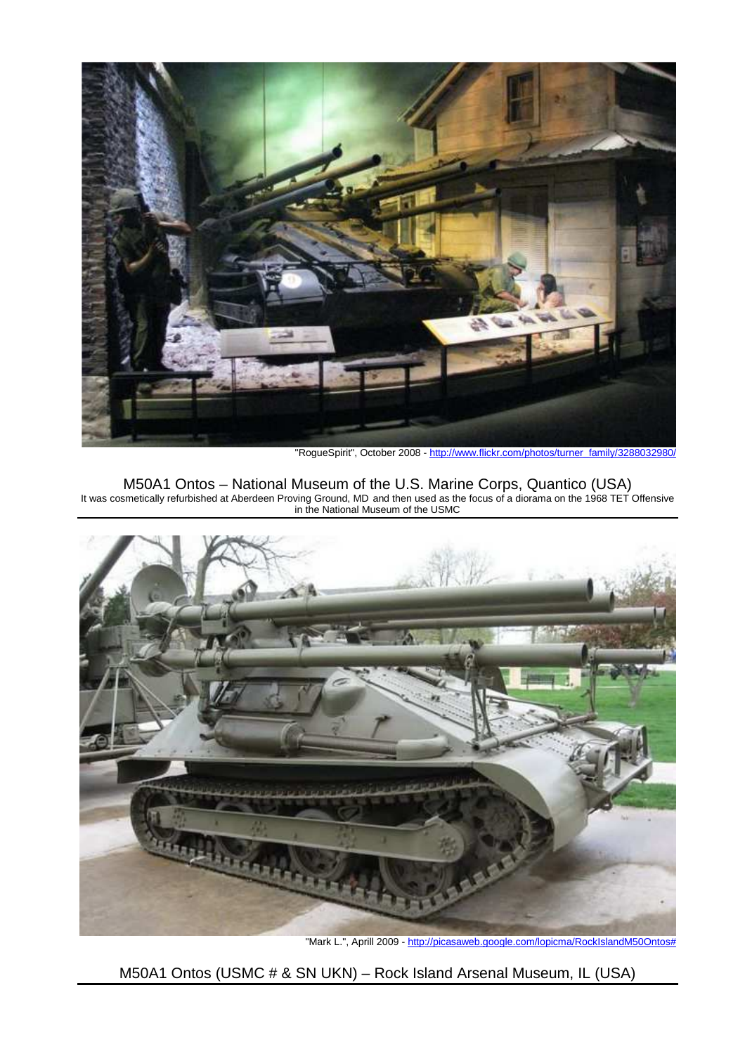"RogueSpirit", October 2008 - http://www.flickr.com/photos/turner_family/3288032980/

M50A1 Ontos – National Museum of the U.S. Marine Corps, Quantico (USA)

It was cosmetically refurbished at Aberdeen Proving Ground, MD and then used as the focus of a diorama on the 1968 TET Offensive in the National Museum of the USMC

"Mark L.", Aprill 2009 - http://picasaweb.google.com/lopicma/RockIslandM50Ontos#

M50A1 Ontos (USMC # & SN UKN) – Rock Island Arsenal Museum, IL (USA)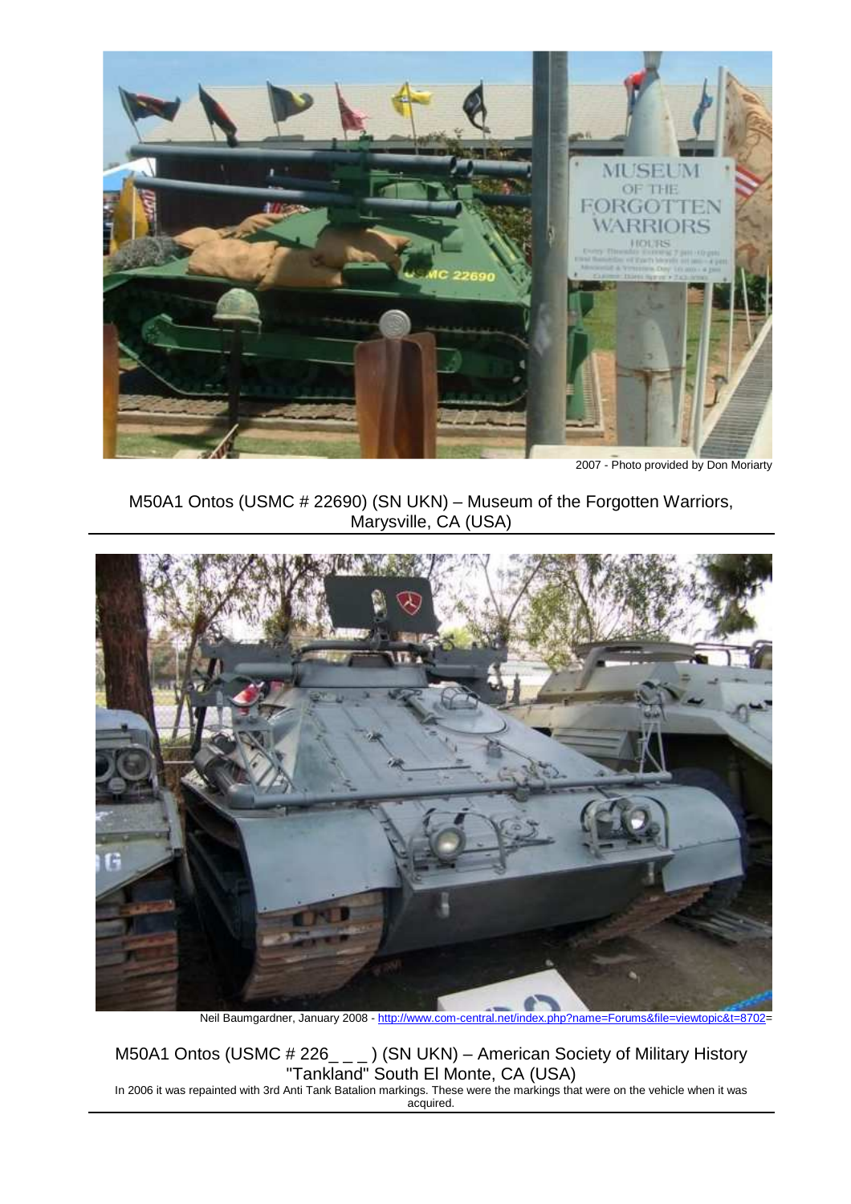2007 - Photo provided by Don Moriarty

M50A1 Ontos (USMC # 22690) (SN UKN) – Museum of the Forgotten Warriors, Marysville, CA (USA)

---

Neil Baumgardner, January 2008 - http://www.com-central.net/index.php?name=Forums&file=viewtopic&t=8702=

M50A1 Ontos (USMC # 226_ _ _ ) (SN UKN) – American Society of Military History "Tankland" South El Monte, CA (USA)

In 2006 it was repainted with 3rd Anti Tank Batalion markings. These were the markings that were on the vehicle when it was acquired.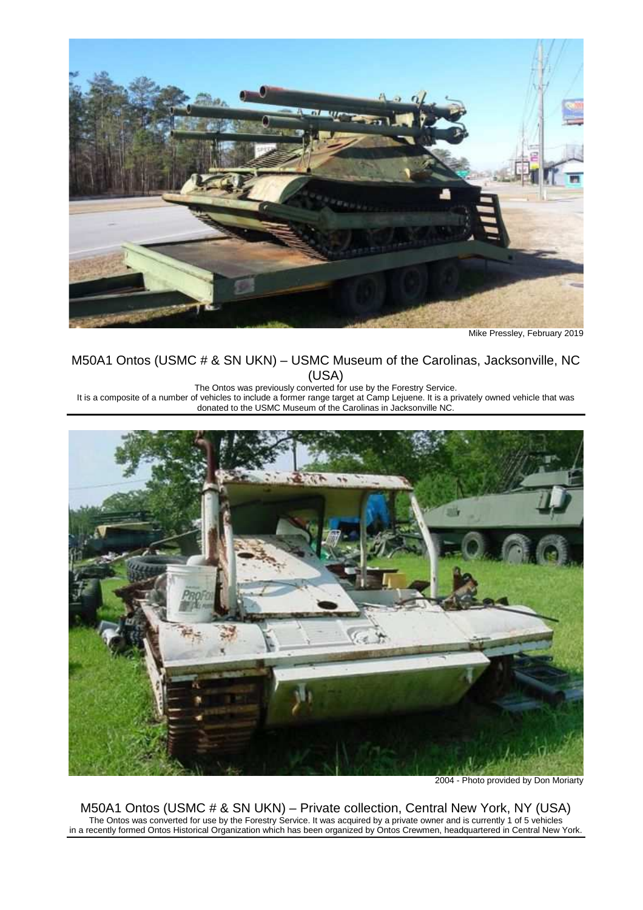Mike Pressley, February 2019

## M50A1 Ontos (USMC # & SN UKN) – USMC Museum of the Carolinas, Jacksonville, NC (USA)

The Ontos was previously converted for use by the Forestry Service.
It is a composite of a number of vehicles to include a former range target at Camp Lejuene. It is a privately owned vehicle that was donated to the USMC Museum of the Carolinas in Jacksonville NC.

2004 - Photo provided by Don Moriarty

## M50A1 Ontos (USMC # & SN UKN) – Private collection, Central New York, NY (USA)

The Ontos was converted for use by the Forestry Service. It was acquired by a private owner and is currently 1 of 5 vehicles in a recently formed Ontos Historical Organization which has been organized by Ontos Crewmen, headquartered in Central New York.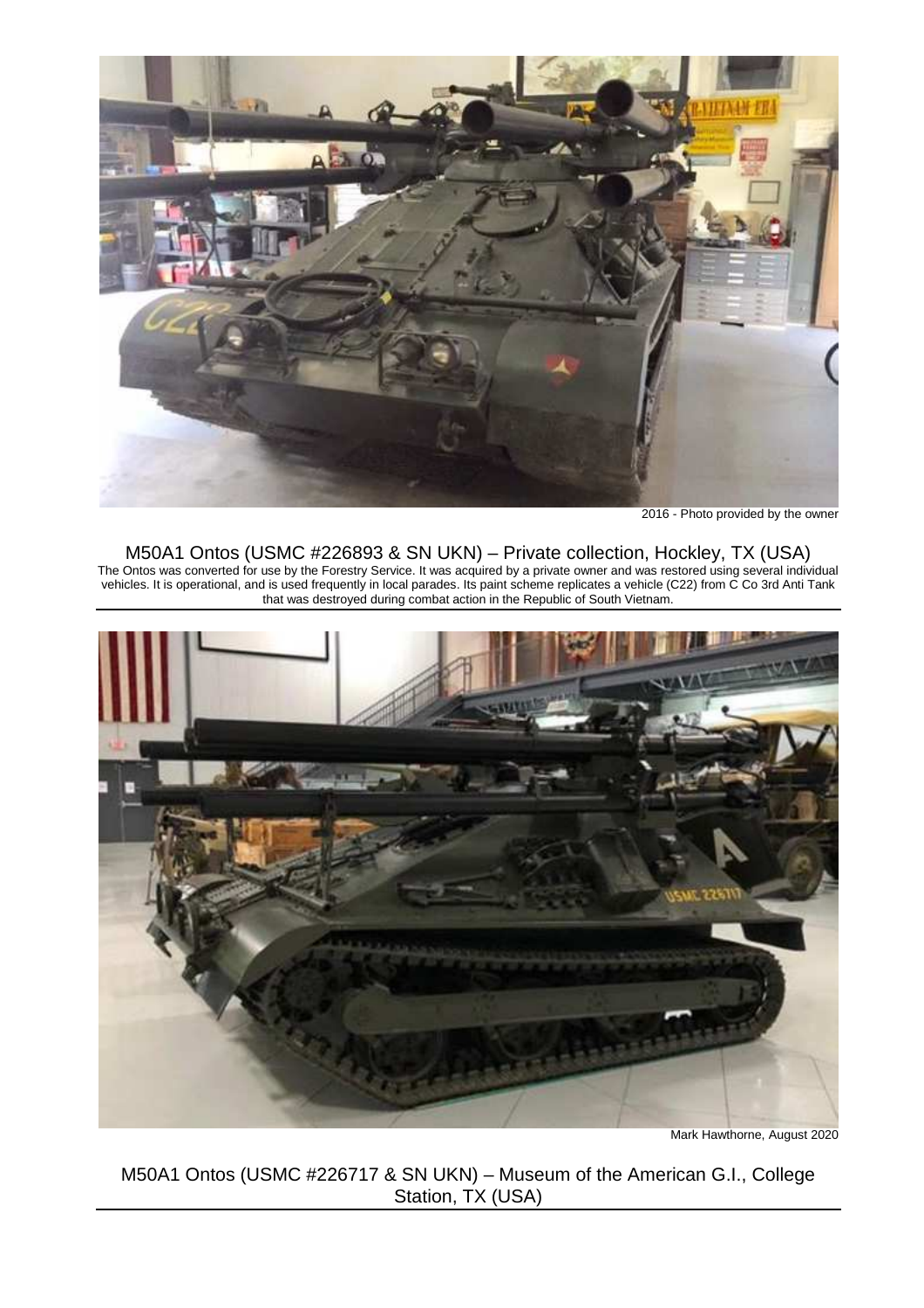2016 - Photo provided by the owner

M50A1 Ontos (USMC #226893 & SN UKN) – Private collection, Hockley, TX (USA)

The Ontos was converted for use by the Forestry Service. It was acquired by a private owner and was restored using several individual vehicles. It is operational, and is used frequently in local parades. Its paint scheme replicates a vehicle (C22) from C Co 3rd Anti Tank that was destroyed during combat action in the Republic of South Vietnam.

Mark Hawthorne, August 2020

M50A1 Ontos (USMC #226717 & SN UKN) – Museum of the American G.I., College Station, TX (USA)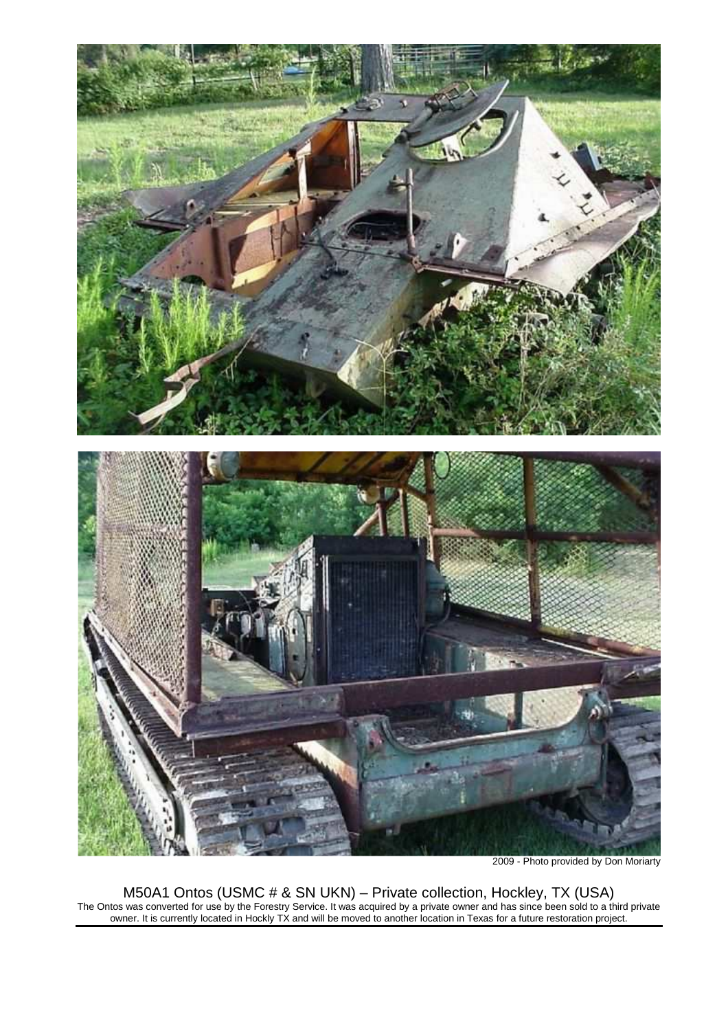2009 - Photo provided by Don Moriarty

M50A1 Ontos (USMC # & SN UKN) – Private collection, Hockley, TX (USA)

The Ontos was converted for use by the Forestry Service. It was acquired by a private owner and has since been sold to a third private owner. It is currently located in Hockly TX and will be moved to another location in Texas for a future restoration project.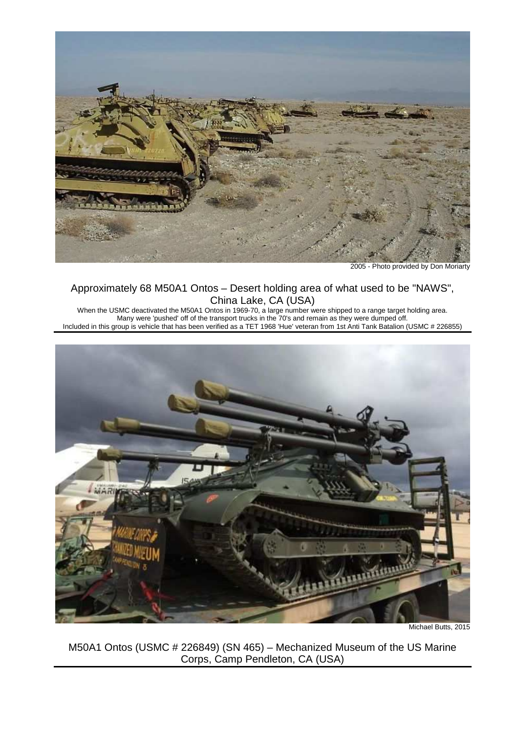2005 - Photo provided by Don Moriarty

Approximately 68 M50A1 Ontos – Desert holding area of what used to be "NAWS", China Lake, CA (USA)

When the USMC deactivated the M50A1 Ontos in 1969-70, a large number were shipped to a range target holding area. Many were 'pushed' off of the transport trucks in the 70's and remain as they were dumped off. Included in this group is vehicle that has been verified as a TET 1968 'Hue' veteran from 1st Anti Tank Batalion (USMC # 226855)

Michael Butts, 2015

M50A1 Ontos (USMC # 226849) (SN 465) – Mechanized Museum of the US Marine Corps, Camp Pendleton, CA (USA)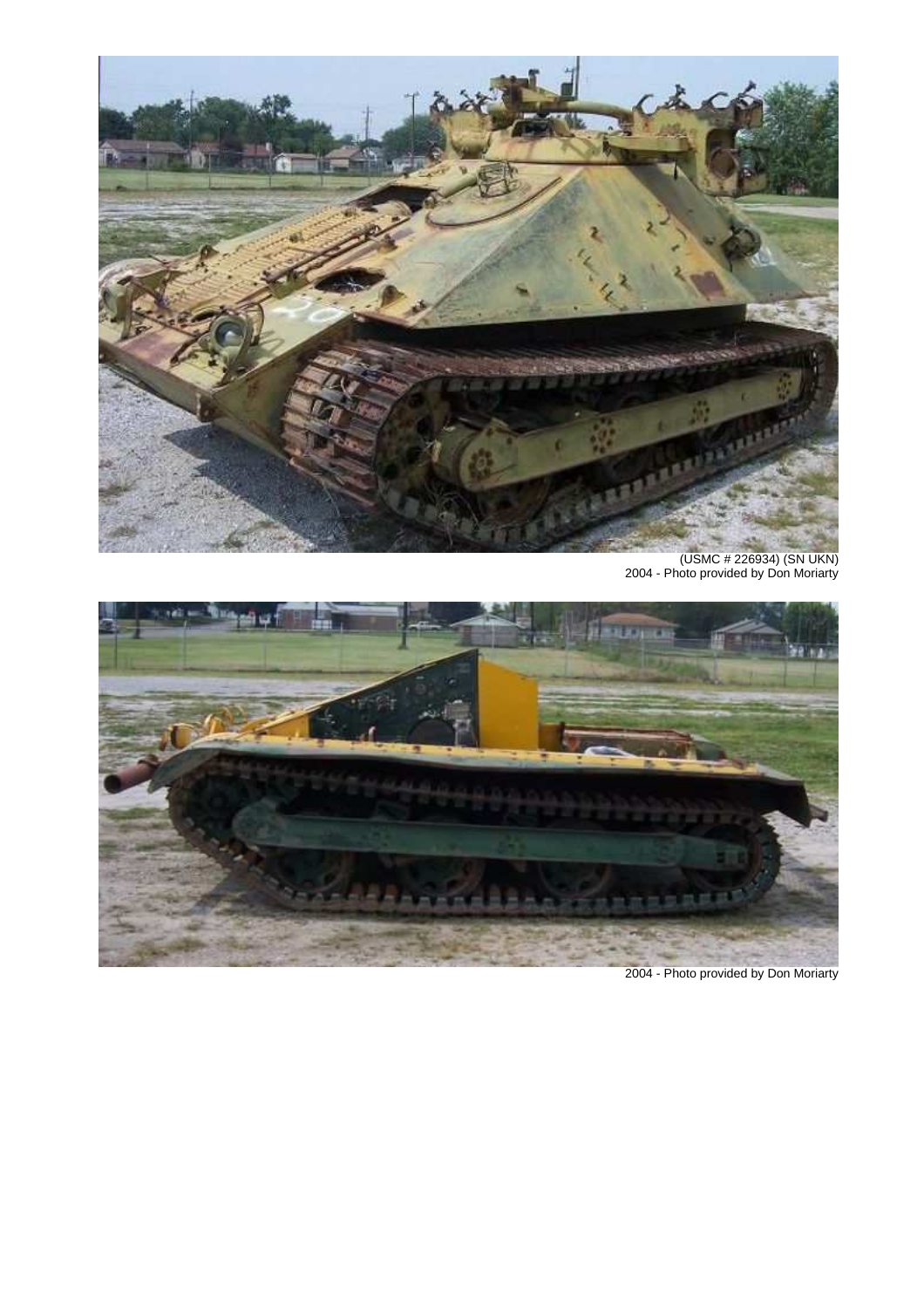(USMC # 226934) (SN UKN)
2004 - Photo provided by Don Moriarty

2004 - Photo provided by Don Moriarty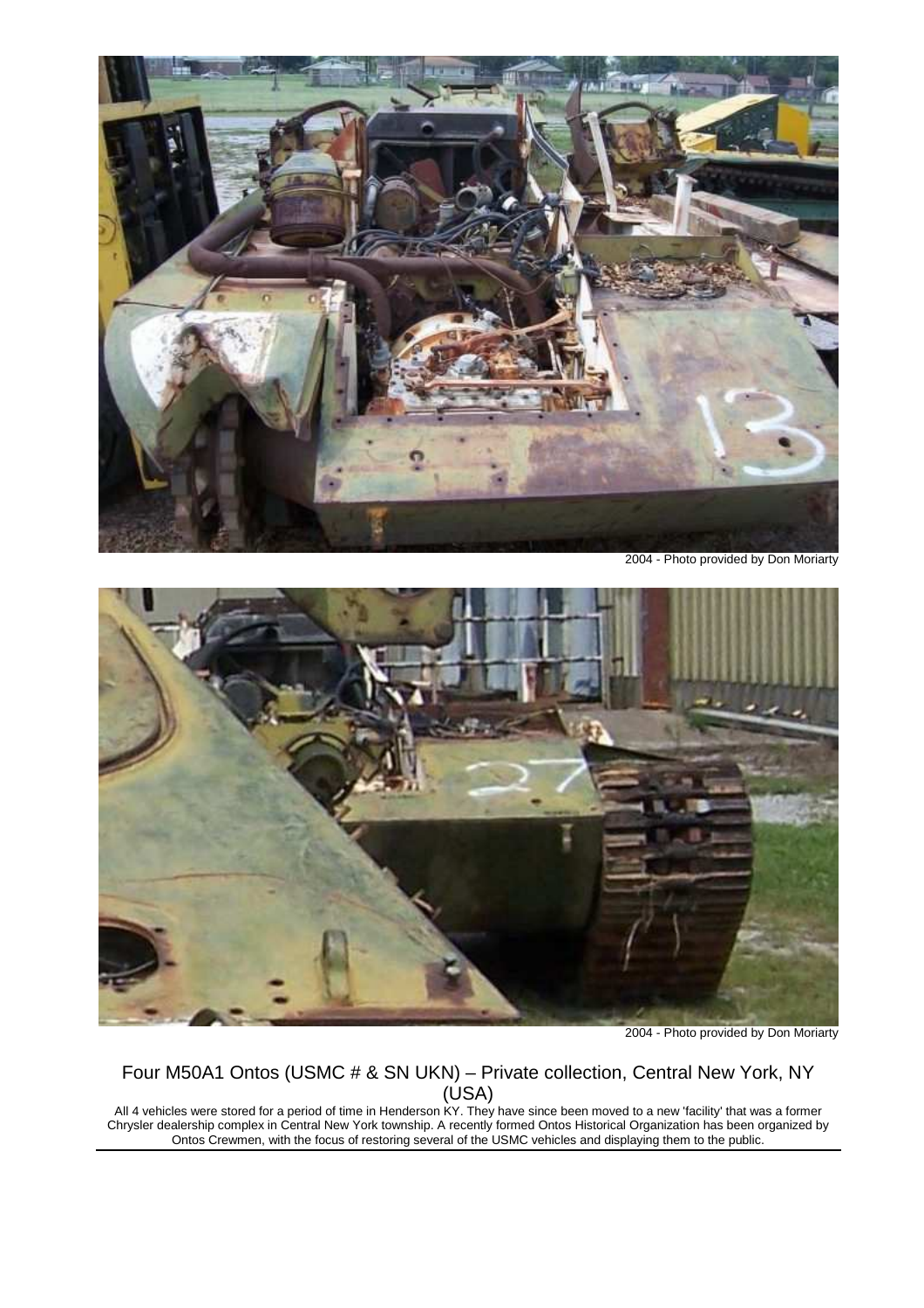2004 - Photo provided by Don Moriarty

2004 - Photo provided by Don Moriarty

Four M50A1 Ontos (USMC # & SN UKN) – Private collection, Central New York, NY (USA)

All 4 vehicles were stored for a period of time in Henderson KY. They have since been moved to a new 'facility' that was a former Chrysler dealership complex in Central New York township. A recently formed Ontos Historical Organization has been organized by Ontos Crewmen, with the focus of restoring several of the USMC vehicles and displaying them to the public.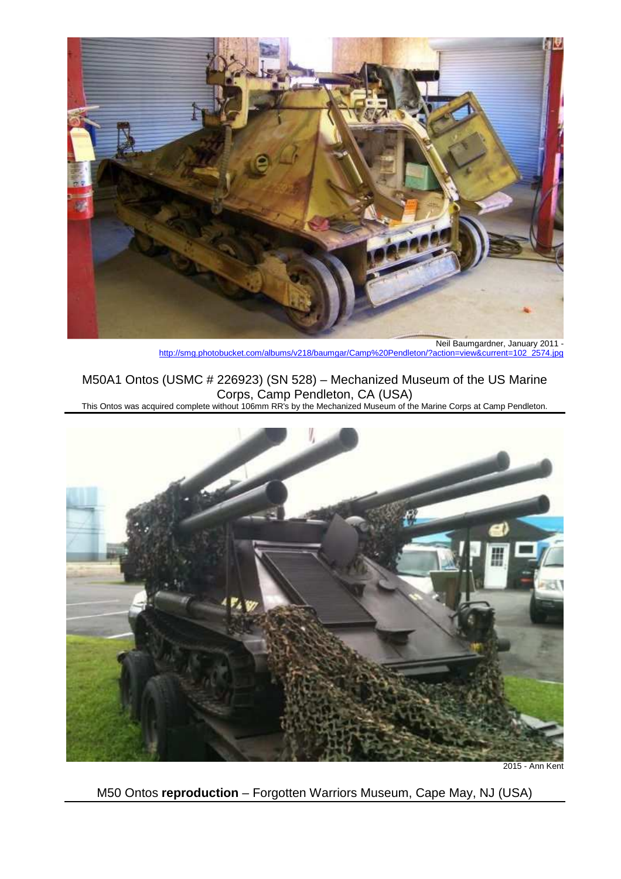Neil Baumgardner, January 2011 - http://smg.photobucket.com/albums/v218/baumgar/Camp%20Pendleton/?action=view&current=102_2574.jpg

M50A1 Ontos (USMC # 226923) (SN 528) – Mechanized Museum of the US Marine Corps, Camp Pendleton, CA (USA)

This Ontos was acquired complete without 106mm RR's by the Mechanized Museum of the Marine Corps at Camp Pendleton.

2015 - Ann Kent

M50 Ontos **reproduction** – Forgotten Warriors Museum, Cape May, NJ (USA)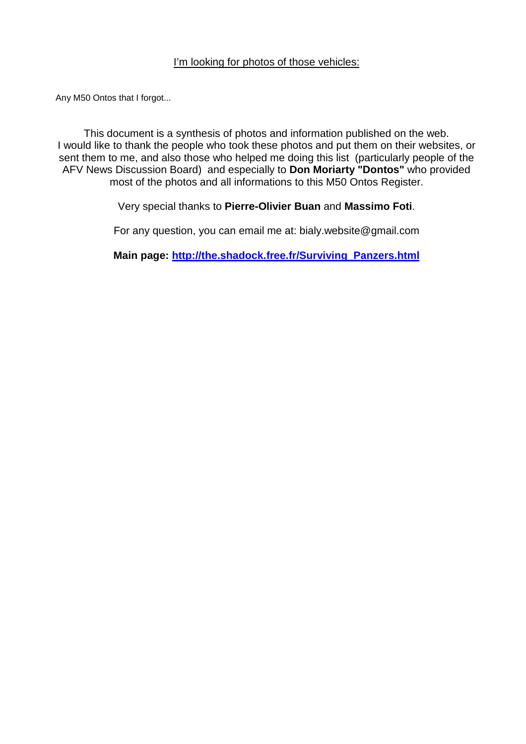I'm looking for photos of those vehicles:

Any M50 Ontos that I forgot...

This document is a synthesis of photos and information published on the web.
I would like to thank the people who took these photos and put them on their websites, or sent them to me, and also those who helped me doing this list (particularly people of the AFV News Discussion Board) and especially to **Don Moriarty "Dontos"** who provided most of the photos and all informations to this M50 Ontos Register.

Very special thanks to **Pierre-Olivier Buan** and **Massimo Foti**.

For any question, you can email me at: bialy.website@gmail.com

**Main page: [http://the.shadock.free.fr/Surviving_Panzers.html](http://the.shadock.free.fr/Surviving_Panzers.html)**